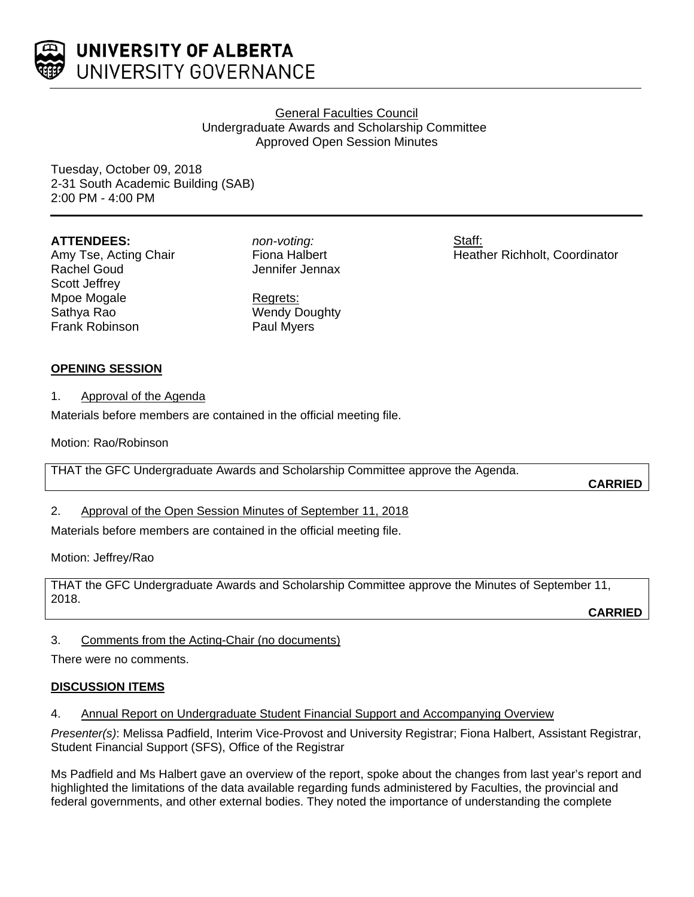**UNIVERSITY OF ALBERTA**
UNIVERSITY GOVERNANCE

General Faculties Council
Undergraduate Awards and Scholarship Committee
Approved Open Session Minutes

Tuesday, October 09, 2018
2-31 South Academic Building (SAB)
2:00 PM - 4:00 PM

**ATTENDEES:**
Amy Tse, Acting Chair
Rachel Goud
Scott Jeffrey
Mpoe Mogale
Sathya Rao
Frank Robinson

*non-voting:*
Fiona Halbert
Jennifer Jennax

Regrets:
Wendy Doughty
Paul Myers

Staff:
Heather Richholt, Coordinator

**OPENING SESSION**

1. Approval of the Agenda

Materials before members are contained in the official meeting file.

Motion: Rao/Robinson

THAT the GFC Undergraduate Awards and Scholarship Committee approve the Agenda.

**CARRIED**

2. Approval of the Open Session Minutes of September 11, 2018

Materials before members are contained in the official meeting file.

Motion: Jeffrey/Rao

THAT the GFC Undergraduate Awards and Scholarship Committee approve the Minutes of September 11, 2018.

**CARRIED**

3. Comments from the Acting-Chair (no documents)

There were no comments.

**DISCUSSION ITEMS**

4. Annual Report on Undergraduate Student Financial Support and Accompanying Overview

*Presenter(s)*: Melissa Padfield, Interim Vice-Provost and University Registrar; Fiona Halbert, Assistant Registrar, Student Financial Support (SFS), Office of the Registrar

Ms Padfield and Ms Halbert gave an overview of the report, spoke about the changes from last year's report and highlighted the limitations of the data available regarding funds administered by Faculties, the provincial and federal governments, and other external bodies. They noted the importance of understanding the complete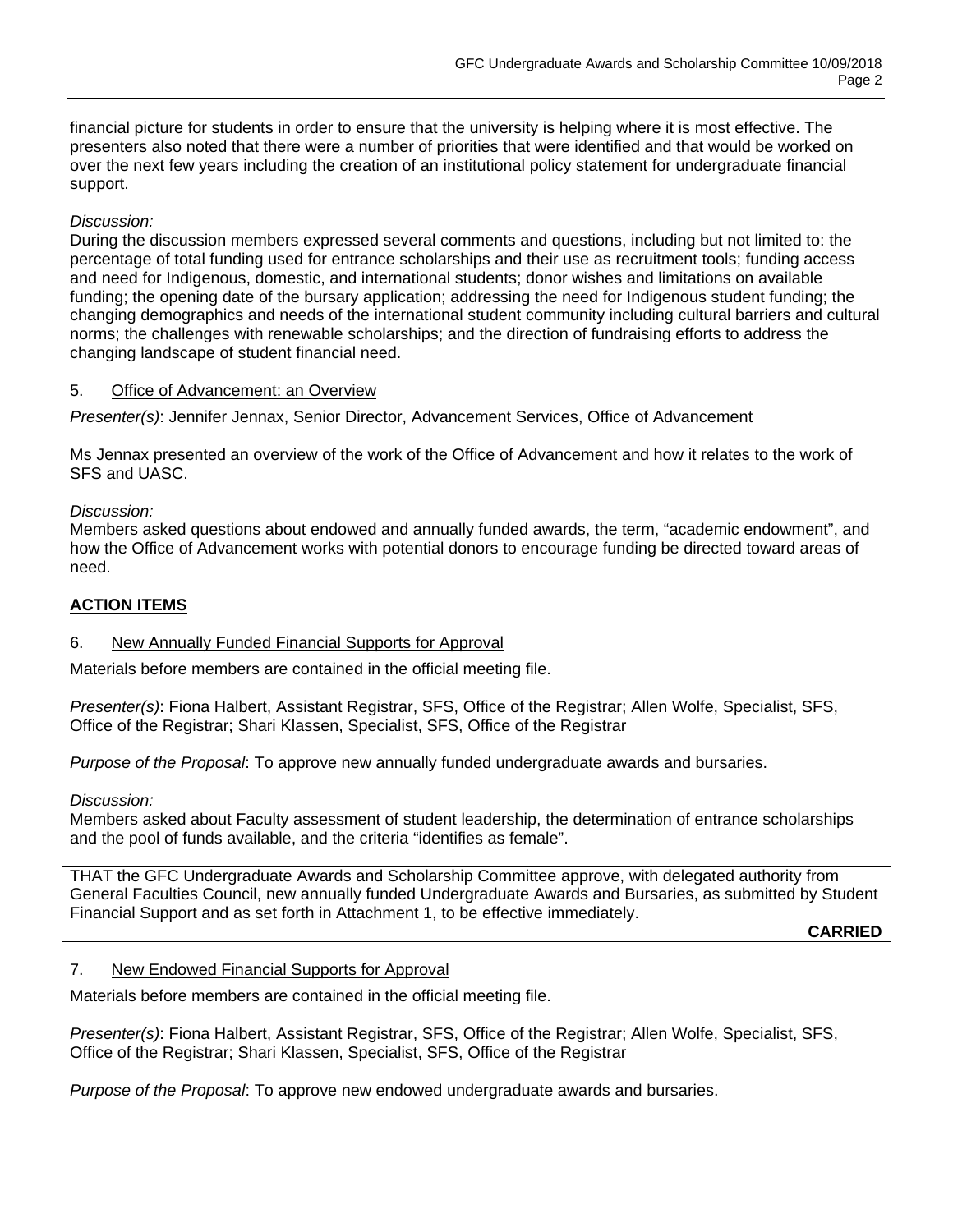financial picture for students in order to ensure that the university is helping where it is most effective. The presenters also noted that there were a number of priorities that were identified and that would be worked on over the next few years including the creation of an institutional policy statement for undergraduate financial support.

*Discussion:*
During the discussion members expressed several comments and questions, including but not limited to: the percentage of total funding used for entrance scholarships and their use as recruitment tools; funding access and need for Indigenous, domestic, and international students; donor wishes and limitations on available funding; the opening date of the bursary application; addressing the need for Indigenous student funding; the changing demographics and needs of the international student community including cultural barriers and cultural norms; the challenges with renewable scholarships; and the direction of fundraising efforts to address the changing landscape of student financial need.

5. <u>Office of Advancement: an Overview</u>

*Presenter(s)*: Jennifer Jennax, Senior Director, Advancement Services, Office of Advancement

Ms Jennax presented an overview of the work of the Office of Advancement and how it relates to the work of SFS and UASC.

*Discussion:*
Members asked questions about endowed and annually funded awards, the term, “academic endowment”, and how the Office of Advancement works with potential donors to encourage funding be directed toward areas of need.

## <u>ACTION ITEMS</u>

6. <u>New Annually Funded Financial Supports for Approval</u>

Materials before members are contained in the official meeting file.

*Presenter(s)*: Fiona Halbert, Assistant Registrar, SFS, Office of the Registrar; Allen Wolfe, Specialist, SFS, Office of the Registrar; Shari Klassen, Specialist, SFS, Office of the Registrar

*Purpose of the Proposal*: To approve new annually funded undergraduate awards and bursaries.

*Discussion:*
Members asked about Faculty assessment of student leadership, the determination of entrance scholarships and the pool of funds available, and the criteria “identifies as female”.

THAT the GFC Undergraduate Awards and Scholarship Committee approve, with delegated authority from General Faculties Council, new annually funded Undergraduate Awards and Bursaries, as submitted by Student Financial Support and as set forth in Attachment 1, to be effective immediately.

**CARRIED**

7. <u>New Endowed Financial Supports for Approval</u>

Materials before members are contained in the official meeting file.

*Presenter(s)*: Fiona Halbert, Assistant Registrar, SFS, Office of the Registrar; Allen Wolfe, Specialist, SFS, Office of the Registrar; Shari Klassen, Specialist, SFS, Office of the Registrar

*Purpose of the Proposal*: To approve new endowed undergraduate awards and bursaries.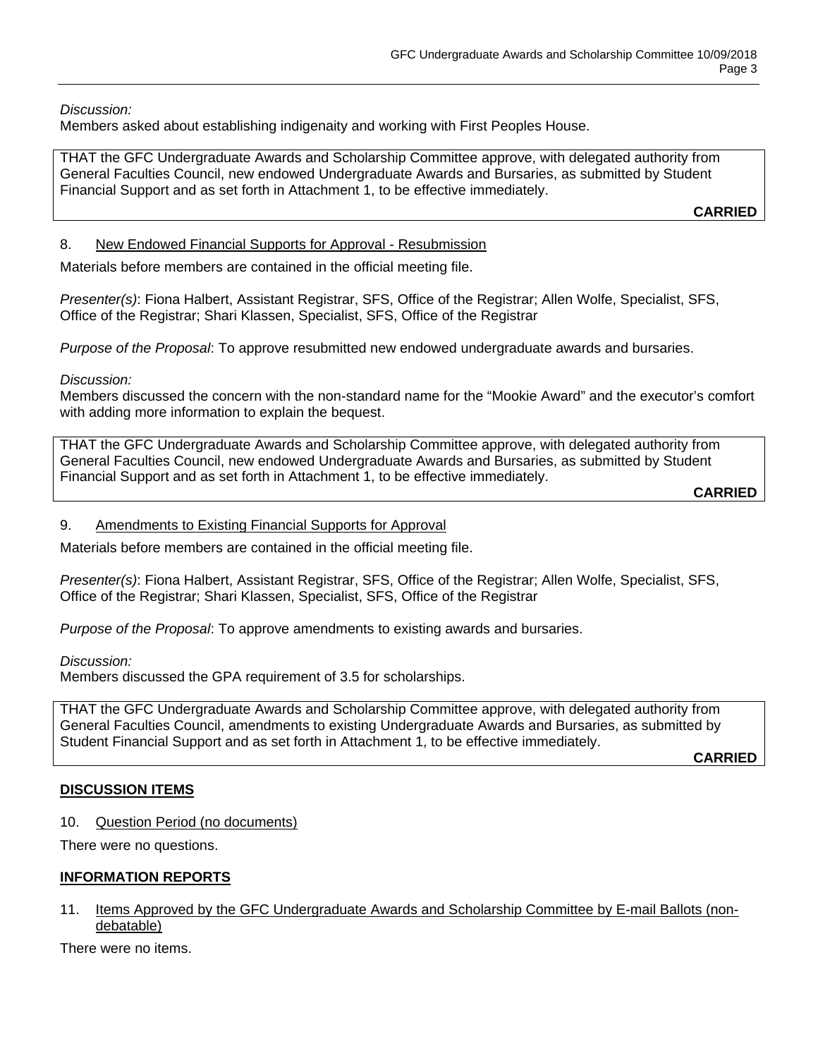*Discussion:*
Members asked about establishing indigenaity and working with First Peoples House.

THAT the GFC Undergraduate Awards and Scholarship Committee approve, with delegated authority from General Faculties Council, new endowed Undergraduate Awards and Bursaries, as submitted by Student Financial Support and as set forth in Attachment 1, to be effective immediately.

**CARRIED**

8. New Endowed Financial Supports for Approval - Resubmission

Materials before members are contained in the official meeting file.

*Presenter(s)*: Fiona Halbert, Assistant Registrar, SFS, Office of the Registrar; Allen Wolfe, Specialist, SFS, Office of the Registrar; Shari Klassen, Specialist, SFS, Office of the Registrar

*Purpose of the Proposal*: To approve resubmitted new endowed undergraduate awards and bursaries.

*Discussion:*
Members discussed the concern with the non-standard name for the "Mookie Award" and the executor's comfort with adding more information to explain the bequest.

THAT the GFC Undergraduate Awards and Scholarship Committee approve, with delegated authority from General Faculties Council, new endowed Undergraduate Awards and Bursaries, as submitted by Student Financial Support and as set forth in Attachment 1, to be effective immediately.

**CARRIED**

9. Amendments to Existing Financial Supports for Approval

Materials before members are contained in the official meeting file.

*Presenter(s)*: Fiona Halbert, Assistant Registrar, SFS, Office of the Registrar; Allen Wolfe, Specialist, SFS, Office of the Registrar; Shari Klassen, Specialist, SFS, Office of the Registrar

*Purpose of the Proposal*: To approve amendments to existing awards and bursaries.

*Discussion:*
Members discussed the GPA requirement of 3.5 for scholarships.

THAT the GFC Undergraduate Awards and Scholarship Committee approve, with delegated authority from General Faculties Council, amendments to existing Undergraduate Awards and Bursaries, as submitted by Student Financial Support and as set forth in Attachment 1, to be effective immediately.

**CARRIED**

## DISCUSSION ITEMS

10. Question Period (no documents)

There were no questions.

## INFORMATION REPORTS

11. Items Approved by the GFC Undergraduate Awards and Scholarship Committee by E-mail Ballots (non-debatable)

There were no items.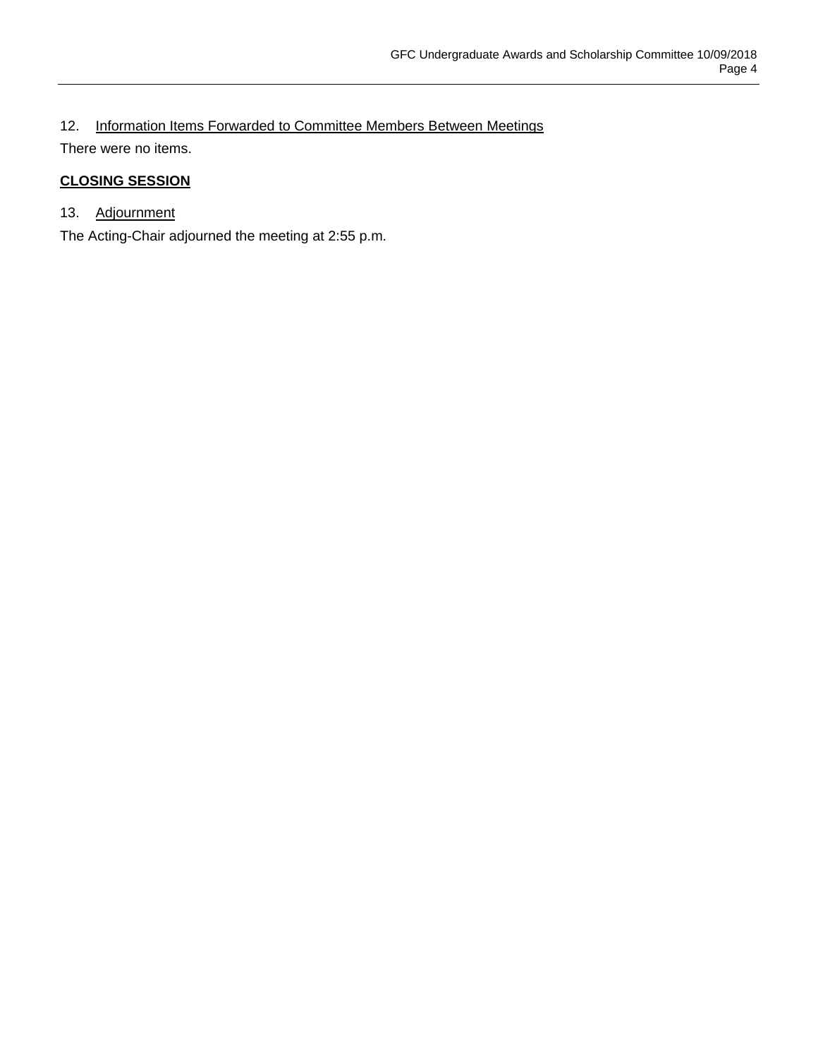12. Information Items Forwarded to Committee Members Between Meetings

There were no items.

**CLOSING SESSION**

13. Adjournment

The Acting-Chair adjourned the meeting at 2:55 p.m.